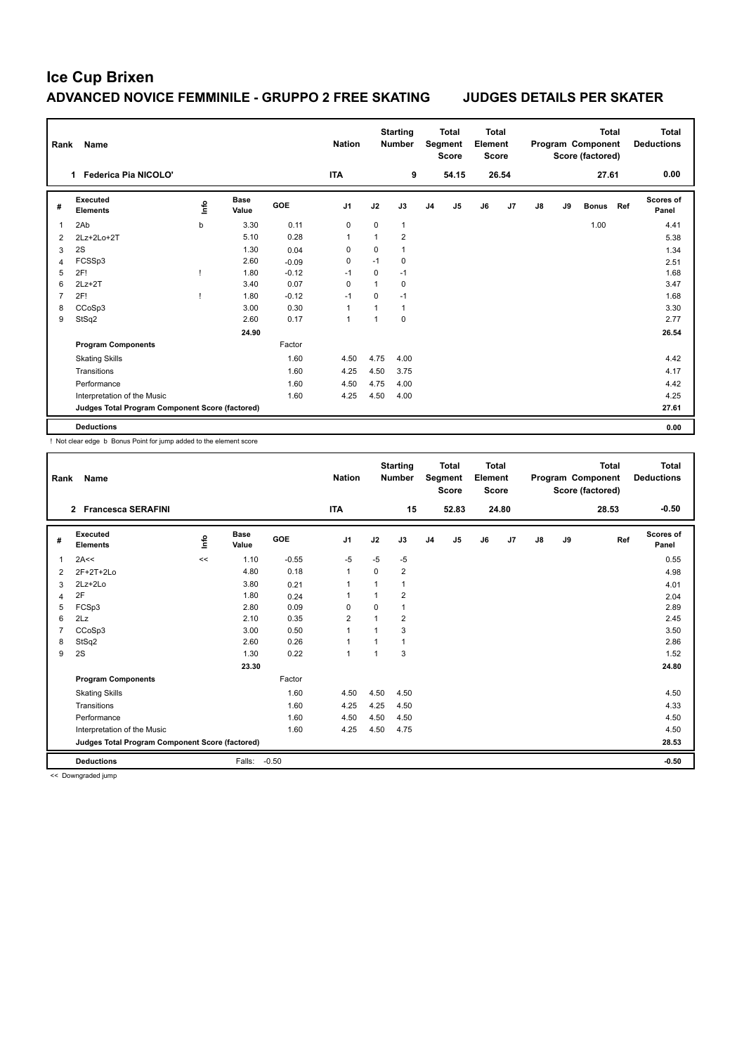# Ice Cup Brixen

## ADVANCED NOVICE FEMMINILE - GRUPPO 2 FREE SKATING JUDGES DETAILS PER SKATER

| Rank | Name | Nation | Starting Number | Total Segment Score | Total Element Score | Total Program Component Score (factored) | Total Deductions |
|---|---|---|---|---|---|---|---|
| 1 | Federica Pia NICOLO' | ITA | 9 | 54.15 | 26.54 | 27.61 | 0.00 |

| # | Executed Elements | Info | Base Value | GOE | J1 | J2 | J3 | J4 | J5 | J6 | J7 | J8 | J9 | Bonus | Ref | Scores of Panel |
|---|---|---|---|---|---|---|---|---|---|---|---|---|---|---|---|---|
| 1 | 2Ab | b | 3.30 | 0.11 | 0 | 0 | 1 | | | | | | | 1.00 | | 4.41 |
| 2 | 2Lz+2Lo+2T | | 5.10 | 0.28 | 1 | 1 | 2 | | | | | | | | | 5.38 |
| 3 | 2S | | 1.30 | 0.04 | 0 | 0 | 1 | | | | | | | | | 1.34 |
| 4 | FCSSp3 | | 2.60 | -0.09 | 0 | -1 | 0 | | | | | | | | | 2.51 |
| 5 | 2F! | ! | 1.80 | -0.12 | -1 | 0 | -1 | | | | | | | | | 1.68 |
| 6 | 2Lz+2T | | 3.40 | 0.07 | 0 | 1 | 0 | | | | | | | | | 3.47 |
| 7 | 2F! | ! | 1.80 | -0.12 | -1 | 0 | -1 | | | | | | | | | 1.68 |
| 8 | CCoSp3 | | 3.00 | 0.30 | 1 | 1 | 1 | | | | | | | | | 3.30 |
| 9 | StSq2 | | 2.60 | 0.17 | 1 | 1 | 0 | | | | | | | | | 2.77 |
| | | | 24.90 | | | | | | | | | | | | | 26.54 |
| | **Program Components** | | | Factor | | | | | | | | | | | | |
| | Skating Skills | | | 1.60 | 4.50 | 4.75 | 4.00 | | | | | | | | | 4.42 |
| | Transitions | | | 1.60 | 4.25 | 4.50 | 3.75 | | | | | | | | | 4.17 |
| | Performance | | | 1.60 | 4.50 | 4.75 | 4.00 | | | | | | | | | 4.42 |
| | Interpretation of the Music | | | 1.60 | 4.25 | 4.50 | 4.00 | | | | | | | | | 4.25 |
| | **Judges Total Program Component Score (factored)** | | | | | | | | | | | | | | | 27.61 |
| | **Deductions** | | | | | | | | | | | | | | | 0.00 |

! Not clear edge b Bonus Point for jump added to the element score

| Rank | Name | Nation | Starting Number | Total Segment Score | Total Element Score | Total Program Component Score (factored) | Total Deductions |
|---|---|---|---|---|---|---|---|
| 2 | Francesca SERAFINI | ITA | 15 | 52.83 | 24.80 | 28.53 | -0.50 |

| # | Executed Elements | Info | Base Value | GOE | J1 | J2 | J3 | J4 | J5 | J6 | J7 | J8 | J9 | Ref | Scores of Panel |
|---|---|---|---|---|---|---|---|---|---|---|---|---|---|---|---|
| 1 | 2A<< | << | 1.10 | -0.55 | -5 | -5 | -5 | | | | | | | | 0.55 |
| 2 | 2F+2T+2Lo | | 4.80 | 0.18 | 1 | 0 | 2 | | | | | | | | 4.98 |
| 3 | 2Lz+2Lo | | 3.80 | 0.21 | 1 | 1 | 1 | | | | | | | | 4.01 |
| 4 | 2F | | 1.80 | 0.24 | 1 | 1 | 2 | | | | | | | | 2.04 |
| 5 | FCSp3 | | 2.80 | 0.09 | 0 | 0 | 1 | | | | | | | | 2.89 |
| 6 | 2Lz | | 2.10 | 0.35 | 2 | 1 | 2 | | | | | | | | 2.45 |
| 7 | CCoSp3 | | 3.00 | 0.50 | 1 | 1 | 3 | | | | | | | | 3.50 |
| 8 | StSq2 | | 2.60 | 0.26 | 1 | 1 | 1 | | | | | | | | 2.86 |
| 9 | 2S | | 1.30 | 0.22 | 1 | 1 | 3 | | | | | | | | 1.52 |
| | | | 23.30 | | | | | | | | | | | | 24.80 |
| | **Program Components** | | | Factor | | | | | | | | | | | |
| | Skating Skills | | | 1.60 | 4.50 | 4.50 | 4.50 | | | | | | | | 4.50 |
| | Transitions | | | 1.60 | 4.25 | 4.25 | 4.50 | | | | | | | | 4.33 |
| | Performance | | | 1.60 | 4.50 | 4.50 | 4.50 | | | | | | | | 4.50 |
| | Interpretation of the Music | | | 1.60 | 4.25 | 4.50 | 4.75 | | | | | | | | 4.50 |
| | **Judges Total Program Component Score (factored)** | | | | | | | | | | | | | | 28.53 |
| | **Deductions** | | Falls: | -0.50 | | | | | | | | | | | -0.50 |

<< Downgraded jump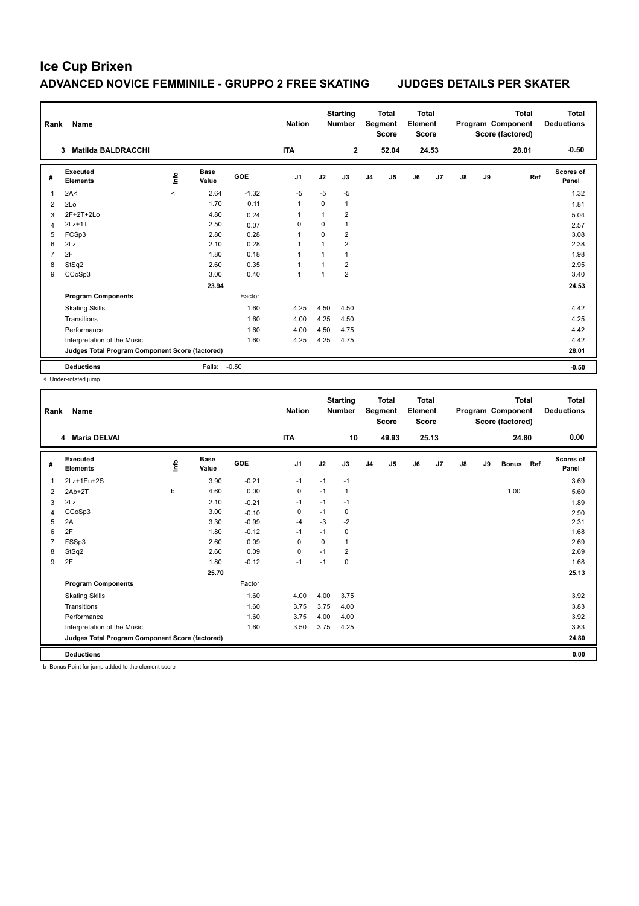# Ice Cup Brixen

## ADVANCED NOVICE FEMMINILE - GRUPPO 2 FREE SKATING JUDGES DETAILS PER SKATER

| Rank | Name | Nation | Starting Number | Total Segment Score | Total Element Score | Total Program Component Score (factored) | Total Deductions |
|---|---|---|---|---|---|---|---|
| 3 | Matilda BALDRACCHI | ITA | 2 | 52.04 | 24.53 | 28.01 | -0.50 |

| # | Executed Elements | Info | Base Value | GOE | J1 | J2 | J3 | J4 | J5 | J6 | J7 | J8 | J9 | Ref | Scores of Panel |
|---|---|---|---|---|---|---|---|---|---|---|---|---|---|---|---|
| 1 | 2A< | < | 2.64 | -1.32 | -5 | -5 | -5 | | | | | | | | 1.32 |
| 2 | 2Lo | | 1.70 | 0.11 | 1 | 0 | 1 | | | | | | | | 1.81 |
| 3 | 2F+2T+2Lo | | 4.80 | 0.24 | 1 | 1 | 2 | | | | | | | | 5.04 |
| 4 | 2Lz+1T | | 2.50 | 0.07 | 0 | 0 | 1 | | | | | | | | 2.57 |
| 5 | FCSp3 | | 2.80 | 0.28 | 1 | 0 | 2 | | | | | | | | 3.08 |
| 6 | 2Lz | | 2.10 | 0.28 | 1 | 1 | 2 | | | | | | | | 2.38 |
| 7 | 2F | | 1.80 | 0.18 | 1 | 1 | 1 | | | | | | | | 1.98 |
| 8 | StSq2 | | 2.60 | 0.35 | 1 | 1 | 2 | | | | | | | | 2.95 |
| 9 | CCoSp3 | | 3.00 | 0.40 | 1 | 1 | 2 | | | | | | | | 3.40 |
| | | | 23.94 | | | | | | | | | | | | 24.53 |
| | **Program Components** | | | Factor | | | | | | | | | | | |
| | Skating Skills | | | 1.60 | 4.25 | 4.50 | 4.50 | | | | | | | | 4.42 |
| | Transitions | | | 1.60 | 4.00 | 4.25 | 4.50 | | | | | | | | 4.25 |
| | Performance | | | 1.60 | 4.00 | 4.50 | 4.75 | | | | | | | | 4.42 |
| | Interpretation of the Music | | | 1.60 | 4.25 | 4.25 | 4.75 | | | | | | | | 4.42 |
| | **Judges Total Program Component Score (factored)** | | | | | | | | | | | | | | 28.01 |
| | **Deductions** | | Falls: | -0.50 | | | | | | | | | | | -0.50 |

< Under-rotated jump

| Rank | Name | Nation | Starting Number | Total Segment Score | Total Element Score | Total Program Component Score (factored) | Total Deductions |
|---|---|---|---|---|---|---|---|
| 4 | Maria DELVAI | ITA | 10 | 49.93 | 25.13 | 24.80 | 0.00 |

| # | Executed Elements | Info | Base Value | GOE | J1 | J2 | J3 | J4 | J5 | J6 | J7 | J8 | J9 | Bonus | Ref | Scores of Panel |
|---|---|---|---|---|---|---|---|---|---|---|---|---|---|---|---|---|
| 1 | 2Lz+1Eu+2S | | 3.90 | -0.21 | -1 | -1 | -1 | | | | | | | | | 3.69 |
| 2 | 2Ab+2T | b | 4.60 | 0.00 | 0 | -1 | 1 | | | | | | | 1.00 | | 5.60 |
| 3 | 2Lz | | 2.10 | -0.21 | -1 | -1 | -1 | | | | | | | | | 1.89 |
| 4 | CCoSp3 | | 3.00 | -0.10 | 0 | -1 | 0 | | | | | | | | | 2.90 |
| 5 | 2A | | 3.30 | -0.99 | -4 | -3 | -2 | | | | | | | | | 2.31 |
| 6 | 2F | | 1.80 | -0.12 | -1 | -1 | 0 | | | | | | | | | 1.68 |
| 7 | FSSp3 | | 2.60 | 0.09 | 0 | 0 | 1 | | | | | | | | | 2.69 |
| 8 | StSq2 | | 2.60 | 0.09 | 0 | -1 | 2 | | | | | | | | | 2.69 |
| 9 | 2F | | 1.80 | -0.12 | -1 | -1 | 0 | | | | | | | | | 1.68 |
| | | | 25.70 | | | | | | | | | | | | | 25.13 |
| | **Program Components** | | | Factor | | | | | | | | | | | | |
| | Skating Skills | | | 1.60 | 4.00 | 4.00 | 3.75 | | | | | | | | | 3.92 |
| | Transitions | | | 1.60 | 3.75 | 3.75 | 4.00 | | | | | | | | | 3.83 |
| | Performance | | | 1.60 | 3.75 | 4.00 | 4.00 | | | | | | | | | 3.92 |
| | Interpretation of the Music | | | 1.60 | 3.50 | 3.75 | 4.25 | | | | | | | | | 3.83 |
| | **Judges Total Program Component Score (factored)** | | | | | | | | | | | | | | | 24.80 |
| | **Deductions** | | | | | | | | | | | | | | | 0.00 |

b Bonus Point for jump added to the element score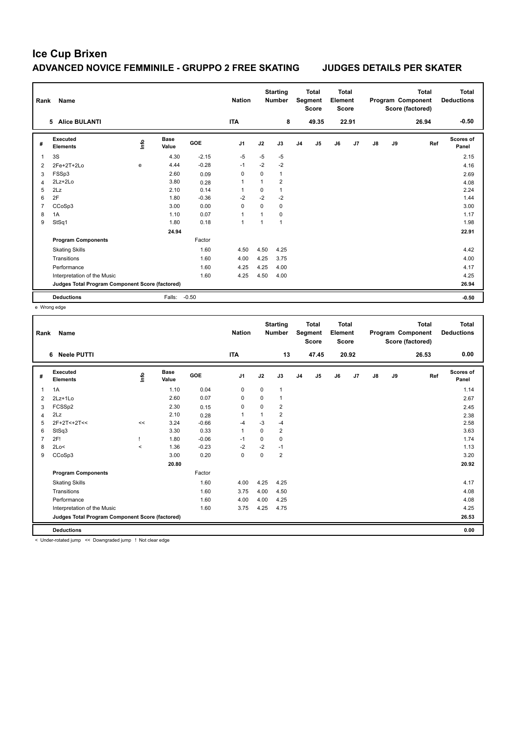# Ice Cup Brixen

## ADVANCED NOVICE FEMMINILE - GRUPPO 2 FREE SKATING JUDGES DETAILS PER SKATER

| Rank | Name | Nation | Starting Number | Total Segment Score | Total Element Score | Total Program Component Score (factored) | Total Deductions |
|---|---|---|---|---|---|---|---|
| 5 | Alice BULANTI | ITA | 8 | 49.35 | 22.91 | 26.94 | -0.50 |

| # | Executed Elements | Info | Base Value | GOE | J1 | J2 | J3 | J4 | J5 | J6 | J7 | J8 | J9 | Ref | Scores of Panel |
|---|---|---|---|---|---|---|---|---|---|---|---|---|---|---|---|
| 1 | 3S | | 4.30 | -2.15 | -5 | -5 | -5 | | | | | | | | 2.15 |
| 2 | 2Fe+2T+2Lo | e | 4.44 | -0.28 | -1 | -2 | -2 | | | | | | | | 4.16 |
| 3 | FSSp3 | | 2.60 | 0.09 | 0 | 0 | 1 | | | | | | | | 2.69 |
| 4 | 2Lz+2Lo | | 3.80 | 0.28 | 1 | 1 | 2 | | | | | | | | 4.08 |
| 5 | 2Lz | | 2.10 | 0.14 | 1 | 0 | 1 | | | | | | | | 2.24 |
| 6 | 2F | | 1.80 | -0.36 | -2 | -2 | -2 | | | | | | | | 1.44 |
| 7 | CCoSp3 | | 3.00 | 0.00 | 0 | 0 | 0 | | | | | | | | 3.00 |
| 8 | 1A | | 1.10 | 0.07 | 1 | 1 | 0 | | | | | | | | 1.17 |
| 9 | StSq1 | | 1.80 | 0.18 | 1 | 1 | 1 | | | | | | | | 1.98 |
| | | | 24.94 | | | | | | | | | | | | 22.91 |
| | **Program Components** | | | Factor | | | | | | | | | | | |
| | Skating Skills | | | 1.60 | 4.50 | 4.50 | 4.25 | | | | | | | | 4.42 |
| | Transitions | | | 1.60 | 4.00 | 4.25 | 3.75 | | | | | | | | 4.00 |
| | Performance | | | 1.60 | 4.25 | 4.25 | 4.00 | | | | | | | | 4.17 |
| | Interpretation of the Music | | | 1.60 | 4.25 | 4.50 | 4.00 | | | | | | | | 4.25 |
| | **Judges Total Program Component Score (factored)** | | | | | | | | | | | | | | 26.94 |
| | **Deductions** | | Falls: | -0.50 | | | | | | | | | | | -0.50 |

e Wrong edge

| Rank | Name | Nation | Starting Number | Total Segment Score | Total Element Score | Total Program Component Score (factored) | Total Deductions |
|---|---|---|---|---|---|---|---|
| 6 | Neele PUTTI | ITA | 13 | 47.45 | 20.92 | 26.53 | 0.00 |

| # | Executed Elements | Info | Base Value | GOE | J1 | J2 | J3 | J4 | J5 | J6 | J7 | J8 | J9 | Ref | Scores of Panel |
|---|---|---|---|---|---|---|---|---|---|---|---|---|---|---|---|
| 1 | 1A | | 1.10 | 0.04 | 0 | 0 | 1 | | | | | | | | 1.14 |
| 2 | 2Lz+1Lo | | 2.60 | 0.07 | 0 | 0 | 1 | | | | | | | | 2.67 |
| 3 | FCSSp2 | | 2.30 | 0.15 | 0 | 0 | 2 | | | | | | | | 2.45 |
| 4 | 2Lz | | 2.10 | 0.28 | 1 | 1 | 2 | | | | | | | | 2.38 |
| 5 | 2F+2T<+2T<< | << | 3.24 | -0.66 | -4 | -3 | -4 | | | | | | | | 2.58 |
| 6 | StSq3 | | 3.30 | 0.33 | 1 | 0 | 2 | | | | | | | | 3.63 |
| 7 | 2F! | ! | 1.80 | -0.06 | -1 | 0 | 0 | | | | | | | | 1.74 |
| 8 | 2Lo< | < | 1.36 | -0.23 | -2 | -2 | -1 | | | | | | | | 1.13 |
| 9 | CCoSp3 | | 3.00 | 0.20 | 0 | 0 | 2 | | | | | | | | 3.20 |
| | | | 20.80 | | | | | | | | | | | | 20.92 |
| | **Program Components** | | | Factor | | | | | | | | | | | |
| | Skating Skills | | | 1.60 | 4.00 | 4.25 | 4.25 | | | | | | | | 4.17 |
| | Transitions | | | 1.60 | 3.75 | 4.00 | 4.50 | | | | | | | | 4.08 |
| | Performance | | | 1.60 | 4.00 | 4.00 | 4.25 | | | | | | | | 4.08 |
| | Interpretation of the Music | | | 1.60 | 3.75 | 4.25 | 4.75 | | | | | | | | 4.25 |
| | **Judges Total Program Component Score (factored)** | | | | | | | | | | | | | | 26.53 |
| | **Deductions** | | | | | | | | | | | | | | 0.00 |

< Under-rotated jump << Downgraded jump ! Not clear edge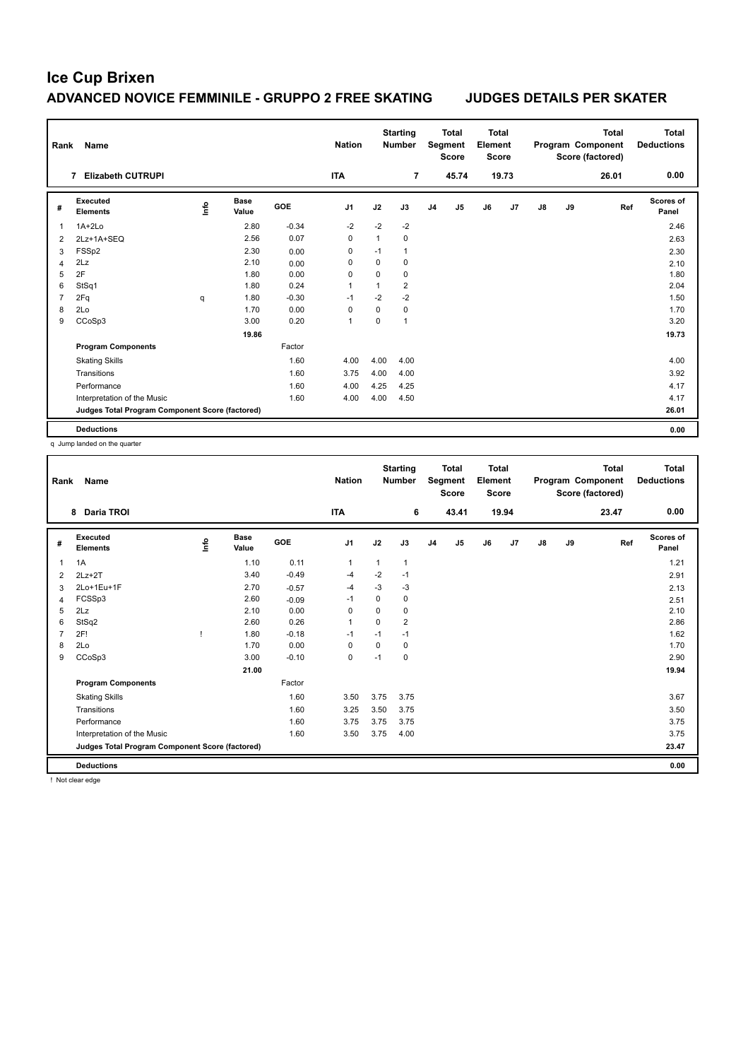# Ice Cup Brixen

## ADVANCED NOVICE FEMMINILE - GRUPPO 2 FREE SKATING JUDGES DETAILS PER SKATER

| Rank | Name | Nation | Starting Number | Total Segment Score | Total Element Score | Total Program Component Score (factored) | Total Deductions |
|---|---|---|---|---|---|---|---|
| 7 | Elizabeth CUTRUPI | ITA | 7 | 45.74 | 19.73 | 26.01 | 0.00 |

| # | Executed Elements | Info | Base Value | GOE | J1 | J2 | J3 | J4 | J5 | J6 | J7 | J8 | J9 | Ref | Scores of Panel |
|---|---|---|---|---|---|---|---|---|---|---|---|---|---|---|---|
| 1 | 1A+2Lo | | 2.80 | -0.34 | -2 | -2 | -2 | | | | | | | | 2.46 |
| 2 | 2Lz+1A+SEQ | | 2.56 | 0.07 | 0 | 1 | 0 | | | | | | | | 2.63 |
| 3 | FSSp2 | | 2.30 | 0.00 | 0 | -1 | 1 | | | | | | | | 2.30 |
| 4 | 2Lz | | 2.10 | 0.00 | 0 | 0 | 0 | | | | | | | | 2.10 |
| 5 | 2F | | 1.80 | 0.00 | 0 | 0 | 0 | | | | | | | | 1.80 |
| 6 | StSq1 | | 1.80 | 0.24 | 1 | 1 | 2 | | | | | | | | 2.04 |
| 7 | 2Fq | q | 1.80 | -0.30 | -1 | -2 | -2 | | | | | | | | 1.50 |
| 8 | 2Lo | | 1.70 | 0.00 | 0 | 0 | 0 | | | | | | | | 1.70 |
| 9 | CCoSp3 | | 3.00 | 0.20 | 1 | 0 | 1 | | | | | | | | 3.20 |
| | | | 19.86 | | | | | | | | | | | | 19.73 |
| | **Program Components** | | | Factor | | | | | | | | | | | |
| | Skating Skills | | | 1.60 | 4.00 | 4.00 | 4.00 | | | | | | | | 4.00 |
| | Transitions | | | 1.60 | 3.75 | 4.00 | 4.00 | | | | | | | | 3.92 |
| | Performance | | | 1.60 | 4.00 | 4.25 | 4.25 | | | | | | | | 4.17 |
| | Interpretation of the Music | | | 1.60 | 4.00 | 4.00 | 4.50 | | | | | | | | 4.17 |
| | **Judges Total Program Component Score (factored)** | | | | | | | | | | | | | | 26.01 |
| | **Deductions** | | | | | | | | | | | | | | 0.00 |

q Jump landed on the quarter

| Rank | Name | Nation | Starting Number | Total Segment Score | Total Element Score | Total Program Component Score (factored) | Total Deductions |
|---|---|---|---|---|---|---|---|
| 8 | Daria TROI | ITA | 6 | 43.41 | 19.94 | 23.47 | 0.00 |

| # | Executed Elements | Info | Base Value | GOE | J1 | J2 | J3 | J4 | J5 | J6 | J7 | J8 | J9 | Ref | Scores of Panel |
|---|---|---|---|---|---|---|---|---|---|---|---|---|---|---|---|
| 1 | 1A | | 1.10 | 0.11 | 1 | 1 | 1 | | | | | | | | 1.21 |
| 2 | 2Lz+2T | | 3.40 | -0.49 | -4 | -2 | -1 | | | | | | | | 2.91 |
| 3 | 2Lo+1Eu+1F | | 2.70 | -0.57 | -4 | -3 | -3 | | | | | | | | 2.13 |
| 4 | FCSSp3 | | 2.60 | -0.09 | -1 | 0 | 0 | | | | | | | | 2.51 |
| 5 | 2Lz | | 2.10 | 0.00 | 0 | 0 | 0 | | | | | | | | 2.10 |
| 6 | StSq2 | | 2.60 | 0.26 | 1 | 0 | 2 | | | | | | | | 2.86 |
| 7 | 2F! | ! | 1.80 | -0.18 | -1 | -1 | -1 | | | | | | | | 1.62 |
| 8 | 2Lo | | 1.70 | 0.00 | 0 | 0 | 0 | | | | | | | | 1.70 |
| 9 | CCoSp3 | | 3.00 | -0.10 | 0 | -1 | 0 | | | | | | | | 2.90 |
| | | | 21.00 | | | | | | | | | | | | 19.94 |
| | **Program Components** | | | Factor | | | | | | | | | | | |
| | Skating Skills | | | 1.60 | 3.50 | 3.75 | 3.75 | | | | | | | | 3.67 |
| | Transitions | | | 1.60 | 3.25 | 3.50 | 3.75 | | | | | | | | 3.50 |
| | Performance | | | 1.60 | 3.75 | 3.75 | 3.75 | | | | | | | | 3.75 |
| | Interpretation of the Music | | | 1.60 | 3.50 | 3.75 | 4.00 | | | | | | | | 3.75 |
| | **Judges Total Program Component Score (factored)** | | | | | | | | | | | | | | 23.47 |
| | **Deductions** | | | | | | | | | | | | | | 0.00 |

! Not clear edge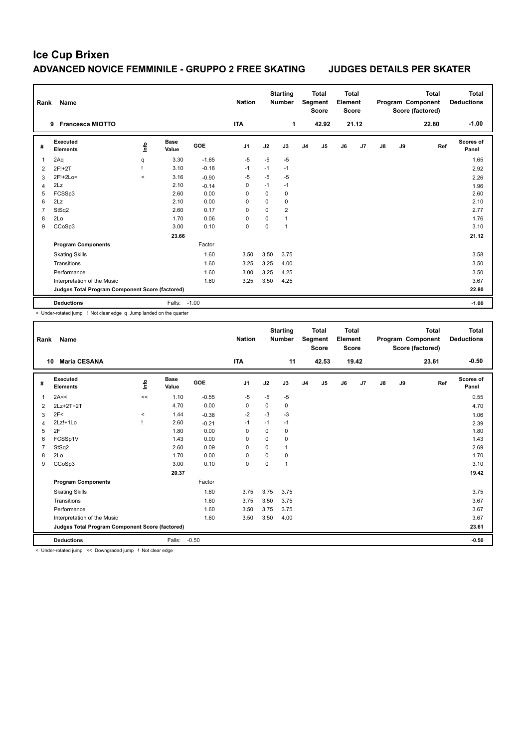# Ice Cup Brixen

## ADVANCED NOVICE FEMMINILE - GRUPPO 2 FREE SKATING　　JUDGES DETAILS PER SKATER

| Rank | Name | Nation | Starting Number | Total Segment Score | Total Element Score | Total Program Component Score (factored) | Total Deductions |
|---|---|---|---|---|---|---|---|
| 9 | Francesca MIOTTO | ITA | 1 | 42.92 | 21.12 | 22.80 | -1.00 |

| # | Executed Elements | Info | Base Value | GOE | J1 | J2 | J3 | J4 | J5 | J6 | J7 | J8 | J9 | Ref | Scores of Panel |
|---|---|---|---|---|---|---|---|---|---|---|---|---|---|---|---|
| 1 | 2Aq | q | 3.30 | -1.65 | -5 | -5 | -5 | | | | | | | | 1.65 |
| 2 | 2F!+2T | ! | 3.10 | -0.18 | -1 | -1 | -1 | | | | | | | | 2.92 |
| 3 | 2F!+2Lo< | < | 3.16 | -0.90 | -5 | -5 | -5 | | | | | | | | 2.26 |
| 4 | 2Lz | | 2.10 | -0.14 | 0 | -1 | -1 | | | | | | | | 1.96 |
| 5 | FCSSp3 | | 2.60 | 0.00 | 0 | 0 | 0 | | | | | | | | 2.60 |
| 6 | 2Lz | | 2.10 | 0.00 | 0 | 0 | 0 | | | | | | | | 2.10 |
| 7 | StSq2 | | 2.60 | 0.17 | 0 | 0 | 2 | | | | | | | | 2.77 |
| 8 | 2Lo | | 1.70 | 0.06 | 0 | 0 | 1 | | | | | | | | 1.76 |
| 9 | CCoSp3 | | 3.00 | 0.10 | 0 | 0 | 1 | | | | | | | | 3.10 |
| | | | 23.66 | | | | | | | | | | | | 21.12 |
| | **Program Components** | | | Factor | | | | | | | | | | | |
| | Skating Skills | | | 1.60 | 3.50 | 3.50 | 3.75 | | | | | | | | 3.58 |
| | Transitions | | | 1.60 | 3.25 | 3.25 | 4.00 | | | | | | | | 3.50 |
| | Performance | | | 1.60 | 3.00 | 3.25 | 4.25 | | | | | | | | 3.50 |
| | Interpretation of the Music | | | 1.60 | 3.25 | 3.50 | 4.25 | | | | | | | | 3.67 |
| | **Judges Total Program Component Score (factored)** | | | | | | | | | | | | | | 22.80 |
| | **Deductions** | | Falls: | -1.00 | | | | | | | | | | | -1.00 |

< Under-rotated jump ! Not clear edge q Jump landed on the quarter

| Rank | Name | Nation | Starting Number | Total Segment Score | Total Element Score | Total Program Component Score (factored) | Total Deductions |
|---|---|---|---|---|---|---|---|
| 10 | Maria CESANA | ITA | 11 | 42.53 | 19.42 | 23.61 | -0.50 |

| # | Executed Elements | Info | Base Value | GOE | J1 | J2 | J3 | J4 | J5 | J6 | J7 | J8 | J9 | Ref | Scores of Panel |
|---|---|---|---|---|---|---|---|---|---|---|---|---|---|---|---|
| 1 | 2A<< | << | 1.10 | -0.55 | -5 | -5 | -5 | | | | | | | | 0.55 |
| 2 | 2Lz+2T+2T | | 4.70 | 0.00 | 0 | 0 | 0 | | | | | | | | 4.70 |
| 3 | 2F< | < | 1.44 | -0.38 | -2 | -3 | -3 | | | | | | | | 1.06 |
| 4 | 2Lz!+1Lo | ! | 2.60 | -0.21 | -1 | -1 | -1 | | | | | | | | 2.39 |
| 5 | 2F | | 1.80 | 0.00 | 0 | 0 | 0 | | | | | | | | 1.80 |
| 6 | FCSSp1V | | 1.43 | 0.00 | 0 | 0 | 0 | | | | | | | | 1.43 |
| 7 | StSq2 | | 2.60 | 0.09 | 0 | 0 | 1 | | | | | | | | 2.69 |
| 8 | 2Lo | | 1.70 | 0.00 | 0 | 0 | 0 | | | | | | | | 1.70 |
| 9 | CCoSp3 | | 3.00 | 0.10 | 0 | 0 | 1 | | | | | | | | 3.10 |
| | | | 20.37 | | | | | | | | | | | | 19.42 |
| | **Program Components** | | | Factor | | | | | | | | | | | |
| | Skating Skills | | | 1.60 | 3.75 | 3.75 | 3.75 | | | | | | | | 3.75 |
| | Transitions | | | 1.60 | 3.75 | 3.50 | 3.75 | | | | | | | | 3.67 |
| | Performance | | | 1.60 | 3.50 | 3.75 | 3.75 | | | | | | | | 3.67 |
| | Interpretation of the Music | | | 1.60 | 3.50 | 3.50 | 4.00 | | | | | | | | 3.67 |
| | **Judges Total Program Component Score (factored)** | | | | | | | | | | | | | | 23.61 |
| | **Deductions** | | Falls: | -0.50 | | | | | | | | | | | -0.50 |

< Under-rotated jump << Downgraded jump ! Not clear edge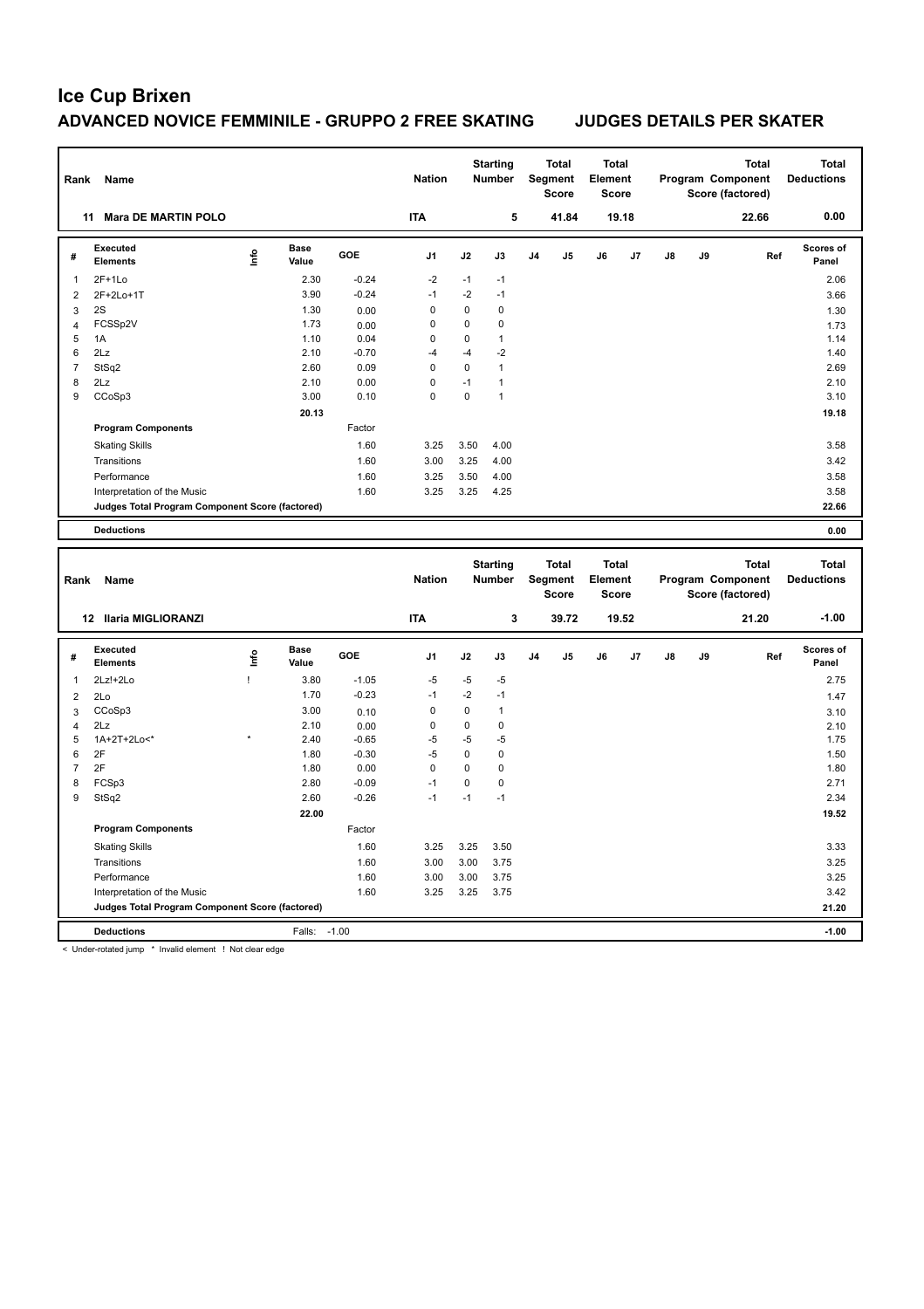# Ice Cup Brixen

## ADVANCED NOVICE FEMMINILE - GRUPPO 2 FREE SKATING JUDGES DETAILS PER SKATER

| Rank | Name | Nation | Starting Number | Total Segment Score | Total Element Score | Total Program Component Score (factored) | Total Deductions |
|---|---|---|---|---|---|---|---|
| 11 | Mara DE MARTIN POLO | ITA | 5 | 41.84 | 19.18 | 22.66 | 0.00 |

| # | Executed Elements | Info | Base Value | GOE | J1 | J2 | J3 | J4 | J5 | J6 | J7 | J8 | J9 | Ref | Scores of Panel |
|---|---|---|---|---|---|---|---|---|---|---|---|---|---|---|---|
| 1 | 2F+1Lo | | 2.30 | -0.24 | -2 | -1 | -1 | | | | | | | | 2.06 |
| 2 | 2F+2Lo+1T | | 3.90 | -0.24 | -1 | -2 | -1 | | | | | | | | 3.66 |
| 3 | 2S | | 1.30 | 0.00 | 0 | 0 | 0 | | | | | | | | 1.30 |
| 4 | FCSSp2V | | 1.73 | 0.00 | 0 | 0 | 0 | | | | | | | | 1.73 |
| 5 | 1A | | 1.10 | 0.04 | 0 | 0 | 1 | | | | | | | | 1.14 |
| 6 | 2Lz | | 2.10 | -0.70 | -4 | -4 | -2 | | | | | | | | 1.40 |
| 7 | StSq2 | | 2.60 | 0.09 | 0 | 0 | 1 | | | | | | | | 2.69 |
| 8 | 2Lz | | 2.10 | 0.00 | 0 | -1 | 1 | | | | | | | | 2.10 |
| 9 | CCoSp3 | | 3.00 | 0.10 | 0 | 0 | 1 | | | | | | | | 3.10 |
| | | | 20.13 | | | | | | | | | | | | 19.18 |
| | **Program Components** | | | Factor | | | | | | | | | | | |
| | Skating Skills | | | 1.60 | 3.25 | 3.50 | 4.00 | | | | | | | | 3.58 |
| | Transitions | | | 1.60 | 3.00 | 3.25 | 4.00 | | | | | | | | 3.42 |
| | Performance | | | 1.60 | 3.25 | 3.50 | 4.00 | | | | | | | | 3.58 |
| | Interpretation of the Music | | | 1.60 | 3.25 | 3.25 | 4.25 | | | | | | | | 3.58 |
| | **Judges Total Program Component Score (factored)** | | | | | | | | | | | | | | 22.66 |
| | **Deductions** | | | | | | | | | | | | | | 0.00 |

| Rank | Name | Nation | Starting Number | Total Segment Score | Total Element Score | Total Program Component Score (factored) | Total Deductions |
|---|---|---|---|---|---|---|---|
| 12 | Ilaria MIGLIORANZI | ITA | 3 | 39.72 | 19.52 | 21.20 | -1.00 |

| # | Executed Elements | Info | Base Value | GOE | J1 | J2 | J3 | J4 | J5 | J6 | J7 | J8 | J9 | Ref | Scores of Panel |
|---|---|---|---|---|---|---|---|---|---|---|---|---|---|---|---|
| 1 | 2Lz!+2Lo | ! | 3.80 | -1.05 | -5 | -5 | -5 | | | | | | | | 2.75 |
| 2 | 2Lo | | 1.70 | -0.23 | -1 | -2 | -1 | | | | | | | | 1.47 |
| 3 | CCoSp3 | | 3.00 | 0.10 | 0 | 0 | 1 | | | | | | | | 3.10 |
| 4 | 2Lz | | 2.10 | 0.00 | 0 | 0 | 0 | | | | | | | | 2.10 |
| 5 | 1A+2T+2Lo<* | * | 2.40 | -0.65 | -5 | -5 | -5 | | | | | | | | 1.75 |
| 6 | 2F | | 1.80 | -0.30 | -5 | 0 | 0 | | | | | | | | 1.50 |
| 7 | 2F | | 1.80 | 0.00 | 0 | 0 | 0 | | | | | | | | 1.80 |
| 8 | FCSp3 | | 2.80 | -0.09 | -1 | 0 | 0 | | | | | | | | 2.71 |
| 9 | StSq2 | | 2.60 | -0.26 | -1 | -1 | -1 | | | | | | | | 2.34 |
| | | | 22.00 | | | | | | | | | | | | 19.52 |
| | **Program Components** | | | Factor | | | | | | | | | | | |
| | Skating Skills | | | 1.60 | 3.25 | 3.25 | 3.50 | | | | | | | | 3.33 |
| | Transitions | | | 1.60 | 3.00 | 3.00 | 3.75 | | | | | | | | 3.25 |
| | Performance | | | 1.60 | 3.00 | 3.00 | 3.75 | | | | | | | | 3.25 |
| | Interpretation of the Music | | | 1.60 | 3.25 | 3.25 | 3.75 | | | | | | | | 3.42 |
| | **Judges Total Program Component Score (factored)** | | | | | | | | | | | | | | 21.20 |
| | **Deductions** | | Falls: | -1.00 | | | | | | | | | | | -1.00 |

< Under-rotated jump * Invalid element ! Not clear edge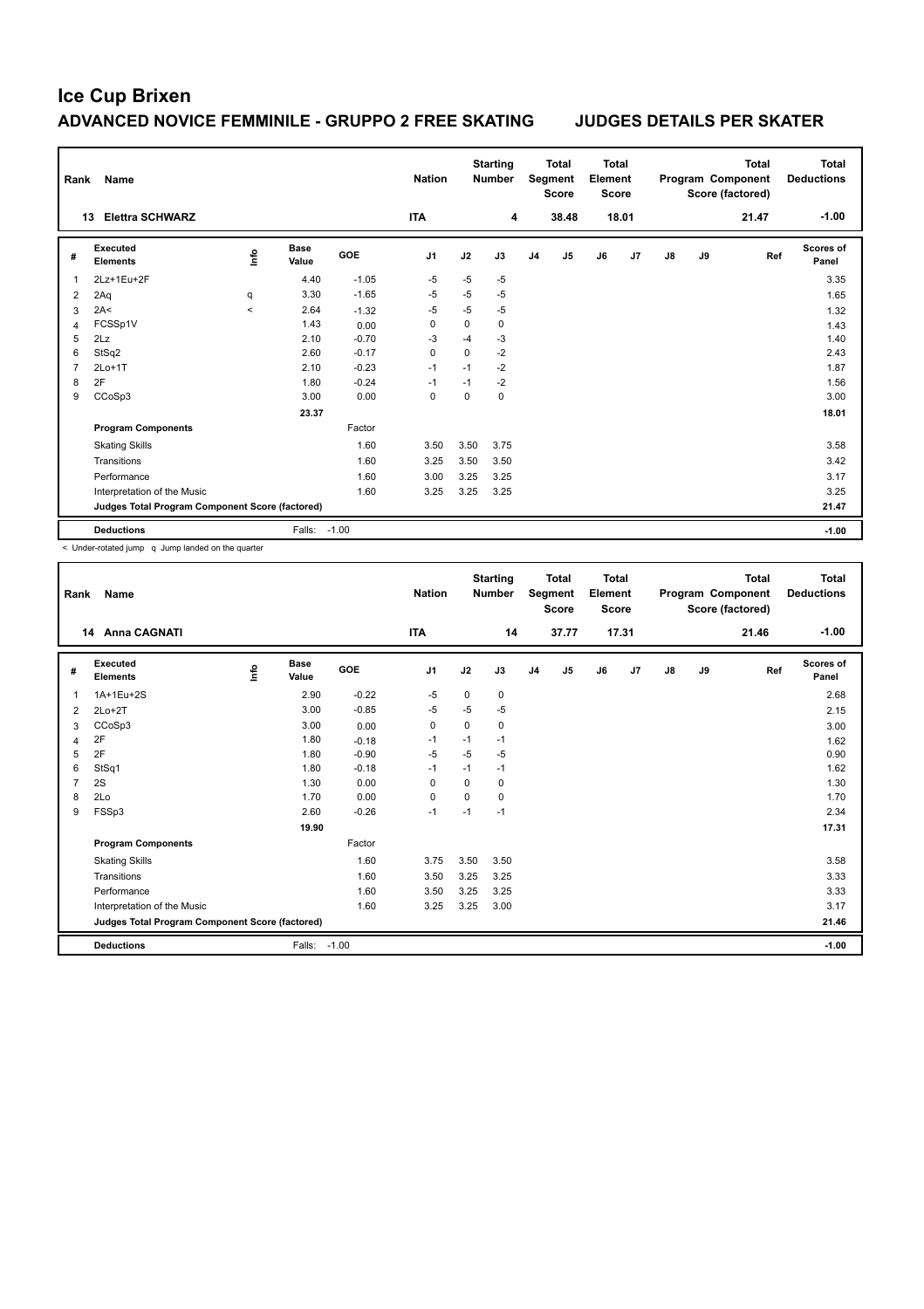# Ice Cup Brixen

## ADVANCED NOVICE FEMMINILE - GRUPPO 2 FREE SKATING JUDGES DETAILS PER SKATER

| Rank | Name | Nation | Starting Number | Total Segment Score | Total Element Score | Total Program Component Score (factored) | Total Deductions |
|---|---|---|---|---|---|---|---|
| 13 | Elettra SCHWARZ | ITA | 4 | 38.48 | 18.01 | 21.47 | -1.00 |

| # | Executed Elements | Info | Base Value | GOE | J1 | J2 | J3 | J4 | J5 | J6 | J7 | J8 | J9 | Ref | Scores of Panel |
|---|---|---|---|---|---|---|---|---|---|---|---|---|---|---|---|
| 1 | 2Lz+1Eu+2F | | 4.40 | -1.05 | -5 | -5 | -5 | | | | | | | | 3.35 |
| 2 | 2Aq | q | 3.30 | -1.65 | -5 | -5 | -5 | | | | | | | | 1.65 |
| 3 | 2A< | < | 2.64 | -1.32 | -5 | -5 | -5 | | | | | | | | 1.32 |
| 4 | FCSSp1V | | 1.43 | 0.00 | 0 | 0 | 0 | | | | | | | | 1.43 |
| 5 | 2Lz | | 2.10 | -0.70 | -3 | -4 | -3 | | | | | | | | 1.40 |
| 6 | StSq2 | | 2.60 | -0.17 | 0 | 0 | -2 | | | | | | | | 2.43 |
| 7 | 2Lo+1T | | 2.10 | -0.23 | -1 | -1 | -2 | | | | | | | | 1.87 |
| 8 | 2F | | 1.80 | -0.24 | -1 | -1 | -2 | | | | | | | | 1.56 |
| 9 | CCoSp3 | | 3.00 | 0.00 | 0 | 0 | 0 | | | | | | | | 3.00 |
| | | | 23.37 | | | | | | | | | | | | 18.01 |
| | **Program Components** | | | Factor | | | | | | | | | | | |
| | Skating Skills | | | 1.60 | 3.50 | 3.50 | 3.75 | | | | | | | | 3.58 |
| | Transitions | | | 1.60 | 3.25 | 3.50 | 3.50 | | | | | | | | 3.42 |
| | Performance | | | 1.60 | 3.00 | 3.25 | 3.25 | | | | | | | | 3.17 |
| | Interpretation of the Music | | | 1.60 | 3.25 | 3.25 | 3.25 | | | | | | | | 3.25 |
| | **Judges Total Program Component Score (factored)** | | | | | | | | | | | | | | 21.47 |
| | **Deductions** | | Falls: | -1.00 | | | | | | | | | | | -1.00 |

< Under-rotated jump q Jump landed on the quarter

| Rank | Name | Nation | Starting Number | Total Segment Score | Total Element Score | Total Program Component Score (factored) | Total Deductions |
|---|---|---|---|---|---|---|---|
| 14 | Anna CAGNATI | ITA | 14 | 37.77 | 17.31 | 21.46 | -1.00 |

| # | Executed Elements | Info | Base Value | GOE | J1 | J2 | J3 | J4 | J5 | J6 | J7 | J8 | J9 | Ref | Scores of Panel |
|---|---|---|---|---|---|---|---|---|---|---|---|---|---|---|---|
| 1 | 1A+1Eu+2S | | 2.90 | -0.22 | -5 | 0 | 0 | | | | | | | | 2.68 |
| 2 | 2Lo+2T | | 3.00 | -0.85 | -5 | -5 | -5 | | | | | | | | 2.15 |
| 3 | CCoSp3 | | 3.00 | 0.00 | 0 | 0 | 0 | | | | | | | | 3.00 |
| 4 | 2F | | 1.80 | -0.18 | -1 | -1 | -1 | | | | | | | | 1.62 |
| 5 | 2F | | 1.80 | -0.90 | -5 | -5 | -5 | | | | | | | | 0.90 |
| 6 | StSq1 | | 1.80 | -0.18 | -1 | -1 | -1 | | | | | | | | 1.62 |
| 7 | 2S | | 1.30 | 0.00 | 0 | 0 | 0 | | | | | | | | 1.30 |
| 8 | 2Lo | | 1.70 | 0.00 | 0 | 0 | 0 | | | | | | | | 1.70 |
| 9 | FSSp3 | | 2.60 | -0.26 | -1 | -1 | -1 | | | | | | | | 2.34 |
| | | | 19.90 | | | | | | | | | | | | 17.31 |
| | **Program Components** | | | Factor | | | | | | | | | | | |
| | Skating Skills | | | 1.60 | 3.75 | 3.50 | 3.50 | | | | | | | | 3.58 |
| | Transitions | | | 1.60 | 3.50 | 3.25 | 3.25 | | | | | | | | 3.33 |
| | Performance | | | 1.60 | 3.50 | 3.25 | 3.25 | | | | | | | | 3.33 |
| | Interpretation of the Music | | | 1.60 | 3.25 | 3.25 | 3.00 | | | | | | | | 3.17 |
| | **Judges Total Program Component Score (factored)** | | | | | | | | | | | | | | 21.46 |
| | **Deductions** | | Falls: | -1.00 | | | | | | | | | | | -1.00 |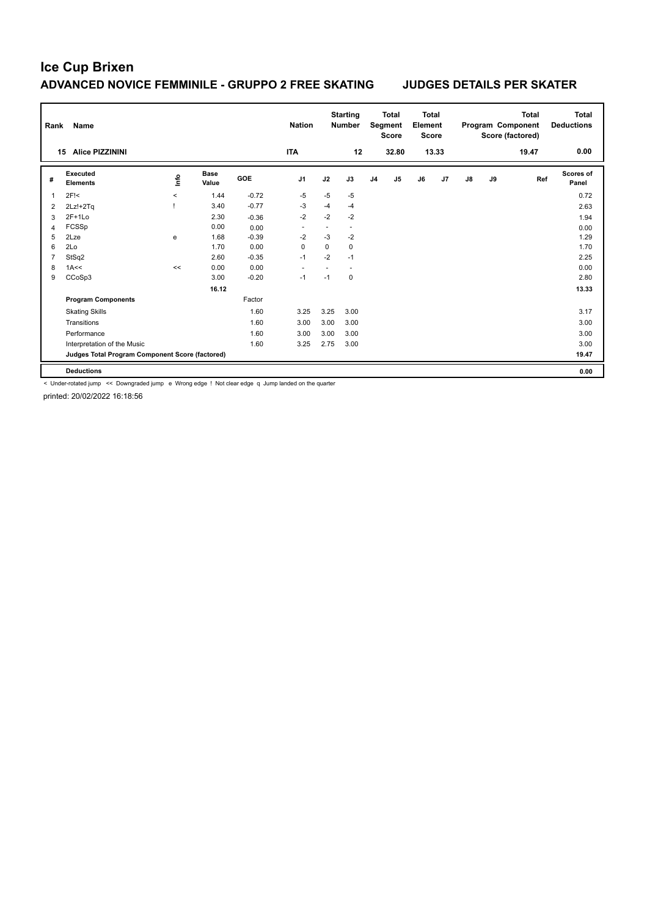# Ice Cup Brixen

## ADVANCED NOVICE FEMMINILE - GRUPPO 2 FREE SKATING JUDGES DETAILS PER SKATER

| Rank | Name | Nation | Starting Number | Total Segment Score | Total Element Score | Total Program Component Score (factored) | Total Deductions |
|---|---|---|---|---|---|---|---|
| 15 | Alice PIZZININI | ITA | 12 | 32.80 | 13.33 | 19.47 | 0.00 |

| # | Executed Elements | Info | Base Value | GOE | J1 | J2 | J3 | J4 | J5 | J6 | J7 | J8 | J9 | Ref | Scores of Panel |
|---|---|---|---|---|---|---|---|---|---|---|---|---|---|---|---|
| 1 | 2F!< | < | 1.44 | -0.72 | -5 | -5 | -5 | | | | | | | | 0.72 |
| 2 | 2Lz!+2Tq | ! | 3.40 | -0.77 | -3 | -4 | -4 | | | | | | | | 2.63 |
| 3 | 2F+1Lo | | 2.30 | -0.36 | -2 | -2 | -2 | | | | | | | | 1.94 |
| 4 | FCSSp | | 0.00 | 0.00 | - | - | - | | | | | | | | 0.00 |
| 5 | 2Lze | e | 1.68 | -0.39 | -2 | -3 | -2 | | | | | | | | 1.29 |
| 6 | 2Lo | | 1.70 | 0.00 | 0 | 0 | 0 | | | | | | | | 1.70 |
| 7 | StSq2 | | 2.60 | -0.35 | -1 | -2 | -1 | | | | | | | | 2.25 |
| 8 | 1A<< | << | 0.00 | 0.00 | - | - | - | | | | | | | | 0.00 |
| 9 | CCoSp3 | | 3.00 | -0.20 | -1 | -1 | 0 | | | | | | | | 2.80 |
| | | | 16.12 | | | | | | | | | | | | 13.33 |
| | **Program Components** | | | Factor | | | | | | | | | | | |
| | Skating Skills | | | 1.60 | 3.25 | 3.25 | 3.00 | | | | | | | | 3.17 |
| | Transitions | | | 1.60 | 3.00 | 3.00 | 3.00 | | | | | | | | 3.00 |
| | Performance | | | 1.60 | 3.00 | 3.00 | 3.00 | | | | | | | | 3.00 |
| | Interpretation of the Music | | | 1.60 | 3.25 | 2.75 | 3.00 | | | | | | | | 3.00 |
| | **Judges Total Program Component Score (factored)** | | | | | | | | | | | | | | 19.47 |
| | **Deductions** | | | | | | | | | | | | | | 0.00 |

< Under-rotated jump << Downgraded jump e Wrong edge ! Not clear edge q Jump landed on the quarter

printed: 20/02/2022 16:18:56